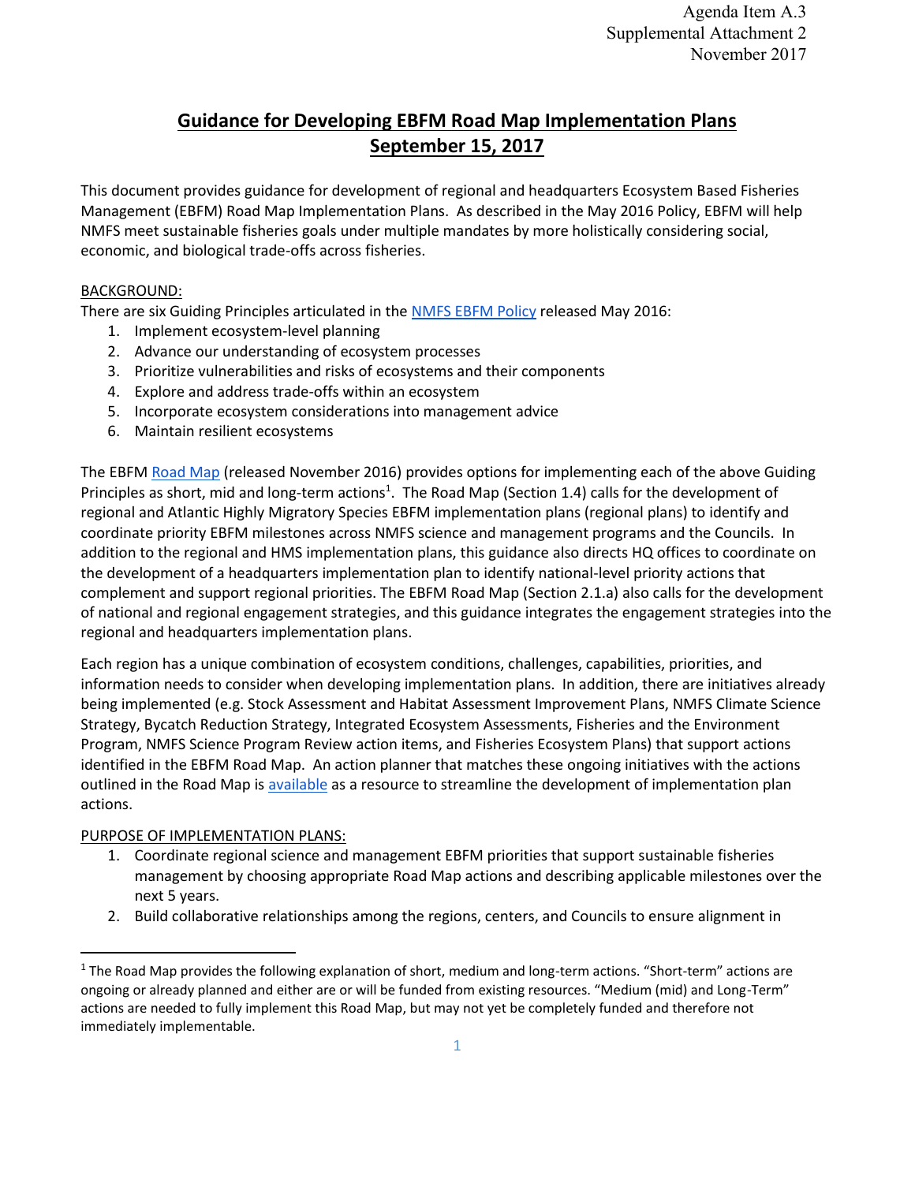Agenda Item A.3
Supplemental Attachment 2
November 2017

# Guidance for Developing EBFM Road Map Implementation Plans
## September 15, 2017

This document provides guidance for development of regional and headquarters Ecosystem Based Fisheries Management (EBFM) Road Map Implementation Plans. As described in the May 2016 Policy, EBFM will help NMFS meet sustainable fisheries goals under multiple mandates by more holistically considering social, economic, and biological trade-offs across fisheries.

BACKGROUND:

There are six Guiding Principles articulated in the NMFS EBFM Policy released May 2016:

1. Implement ecosystem-level planning
2. Advance our understanding of ecosystem processes
3. Prioritize vulnerabilities and risks of ecosystems and their components
4. Explore and address trade-offs within an ecosystem
5. Incorporate ecosystem considerations into management advice
6. Maintain resilient ecosystems

The EBFM Road Map (released November 2016) provides options for implementing each of the above Guiding Principles as short, mid and long-term actions[1]. The Road Map (Section 1.4) calls for the development of regional and Atlantic Highly Migratory Species EBFM implementation plans (regional plans) to identify and coordinate priority EBFM milestones across NMFS science and management programs and the Councils. In addition to the regional and HMS implementation plans, this guidance also directs HQ offices to coordinate on the development of a headquarters implementation plan to identify national-level priority actions that complement and support regional priorities. The EBFM Road Map (Section 2.1.a) also calls for the development of national and regional engagement strategies, and this guidance integrates the engagement strategies into the regional and headquarters implementation plans.

Each region has a unique combination of ecosystem conditions, challenges, capabilities, priorities, and information needs to consider when developing implementation plans. In addition, there are initiatives already being implemented (e.g. Stock Assessment and Habitat Assessment Improvement Plans, NMFS Climate Science Strategy, Bycatch Reduction Strategy, Integrated Ecosystem Assessments, Fisheries and the Environment Program, NMFS Science Program Review action items, and Fisheries Ecosystem Plans) that support actions identified in the EBFM Road Map. An action planner that matches these ongoing initiatives with the actions outlined in the Road Map is available as a resource to streamline the development of implementation plan actions.

PURPOSE OF IMPLEMENTATION PLANS:

1. Coordinate regional science and management EBFM priorities that support sustainable fisheries management by choosing appropriate Road Map actions and describing applicable milestones over the next 5 years.
2. Build collaborative relationships among the regions, centers, and Councils to ensure alignment in

[1] The Road Map provides the following explanation of short, medium and long-term actions. "Short-term" actions are ongoing or already planned and either are or will be funded from existing resources. "Medium (mid) and Long-Term" actions are needed to fully implement this Road Map, but may not yet be completely funded and therefore not immediately implementable.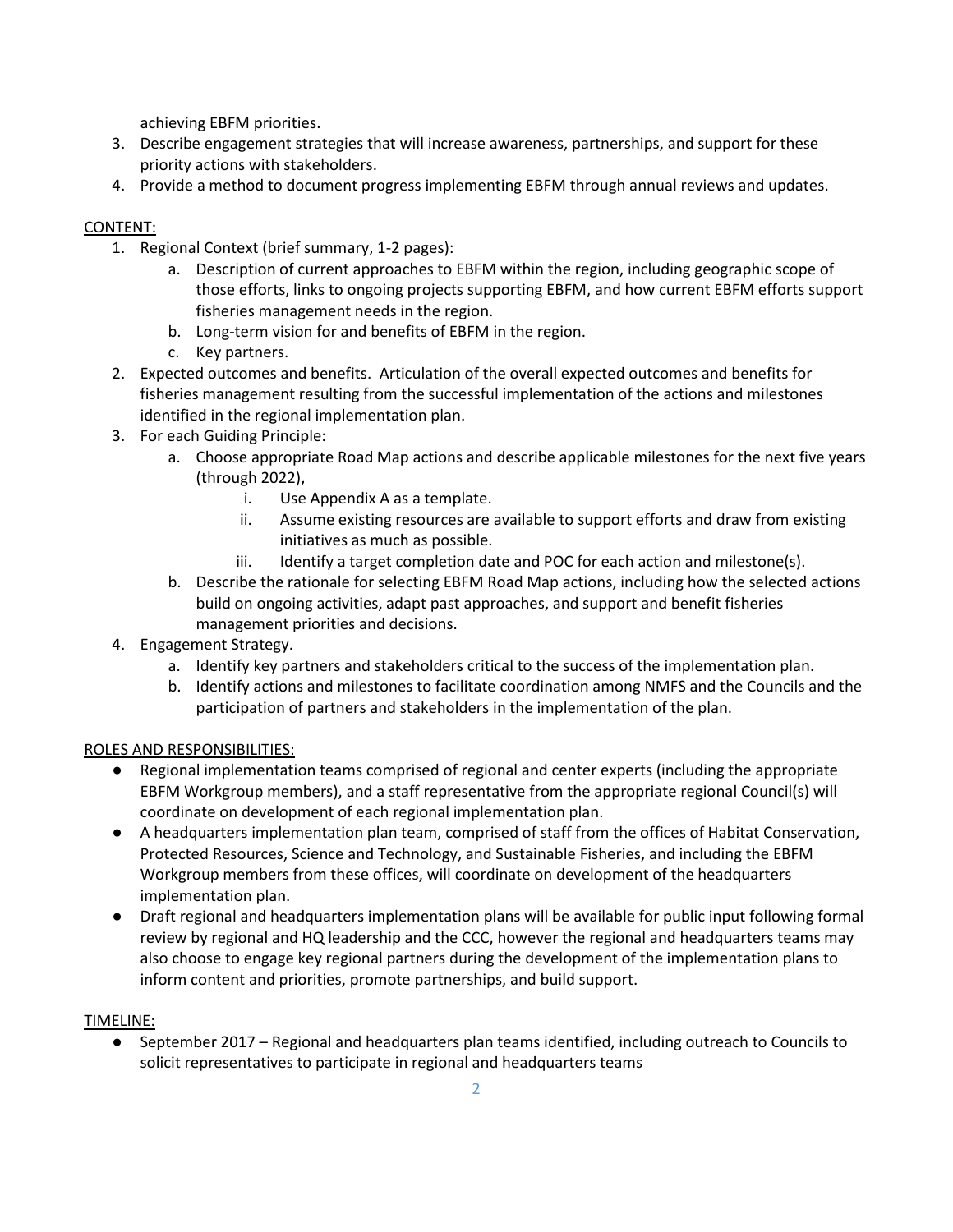achieving EBFM priorities.
3. Describe engagement strategies that will increase awareness, partnerships, and support for these priority actions with stakeholders.
4. Provide a method to document progress implementing EBFM through annual reviews and updates.

CONTENT:

1. Regional Context (brief summary, 1-2 pages):
    a. Description of current approaches to EBFM within the region, including geographic scope of those efforts, links to ongoing projects supporting EBFM, and how current EBFM efforts support fisheries management needs in the region.
    b. Long-term vision for and benefits of EBFM in the region.
    c. Key partners.
2. Expected outcomes and benefits. Articulation of the overall expected outcomes and benefits for fisheries management resulting from the successful implementation of the actions and milestones identified in the regional implementation plan.
3. For each Guiding Principle:
    a. Choose appropriate Road Map actions and describe applicable milestones for the next five years (through 2022),
        i. Use Appendix A as a template.
        ii. Assume existing resources are available to support efforts and draw from existing initiatives as much as possible.
        iii. Identify a target completion date and POC for each action and milestone(s).
    b. Describe the rationale for selecting EBFM Road Map actions, including how the selected actions build on ongoing activities, adapt past approaches, and support and benefit fisheries management priorities and decisions.
4. Engagement Strategy.
    a. Identify key partners and stakeholders critical to the success of the implementation plan.
    b. Identify actions and milestones to facilitate coordination among NMFS and the Councils and the participation of partners and stakeholders in the implementation of the plan.

ROLES AND RESPONSIBILITIES:

- Regional implementation teams comprised of regional and center experts (including the appropriate EBFM Workgroup members), and a staff representative from the appropriate regional Council(s) will coordinate on development of each regional implementation plan.
- A headquarters implementation plan team, comprised of staff from the offices of Habitat Conservation, Protected Resources, Science and Technology, and Sustainable Fisheries, and including the EBFM Workgroup members from these offices, will coordinate on development of the headquarters implementation plan.
- Draft regional and headquarters implementation plans will be available for public input following formal review by regional and HQ leadership and the CCC, however the regional and headquarters teams may also choose to engage key regional partners during the development of the implementation plans to inform content and priorities, promote partnerships, and build support.

TIMELINE:

- September 2017 – Regional and headquarters plan teams identified, including outreach to Councils to solicit representatives to participate in regional and headquarters teams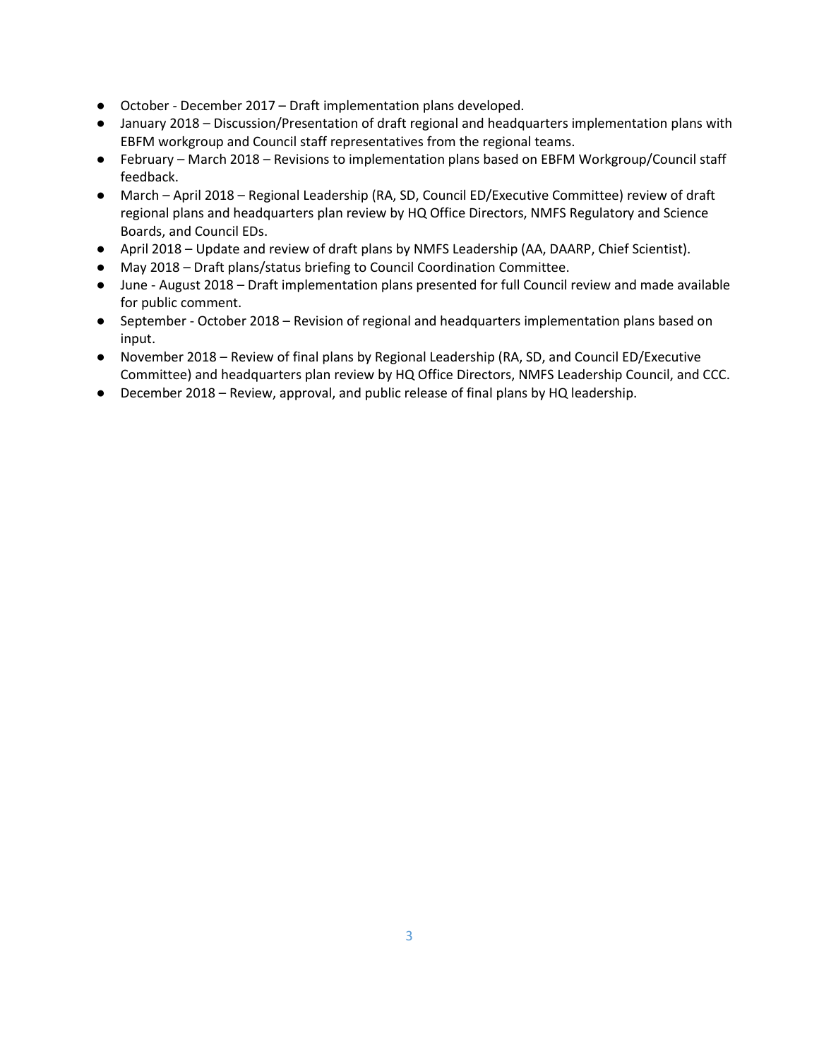- October - December 2017 – Draft implementation plans developed.
- January 2018 – Discussion/Presentation of draft regional and headquarters implementation plans with EBFM workgroup and Council staff representatives from the regional teams.
- February – March 2018 – Revisions to implementation plans based on EBFM Workgroup/Council staff feedback.
- March – April 2018 – Regional Leadership (RA, SD, Council ED/Executive Committee) review of draft regional plans and headquarters plan review by HQ Office Directors, NMFS Regulatory and Science Boards, and Council EDs.
- April 2018 – Update and review of draft plans by NMFS Leadership (AA, DAARP, Chief Scientist).
- May 2018 – Draft plans/status briefing to Council Coordination Committee.
- June - August 2018 – Draft implementation plans presented for full Council review and made available for public comment.
- September - October 2018 – Revision of regional and headquarters implementation plans based on input.
- November 2018 – Review of final plans by Regional Leadership (RA, SD, and Council ED/Executive Committee) and headquarters plan review by HQ Office Directors, NMFS Leadership Council, and CCC.
- December 2018 – Review, approval, and public release of final plans by HQ leadership.